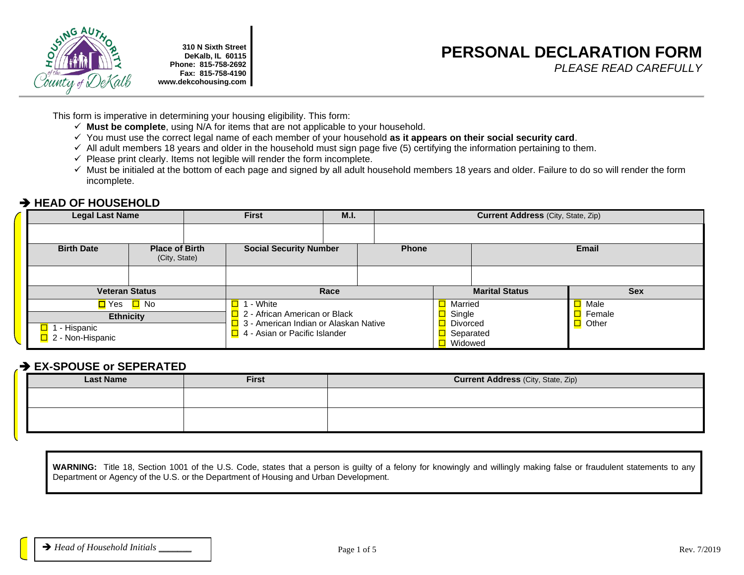310 N Sixth Street
DeKalb, IL 60115
Phone: 815-758-2692
Fax: 815-758-4190
www.dekcohousing.com

# PERSONAL DECLARATION FORM

*PLEASE READ CAREFULLY*

This form is imperative in determining your housing eligibility. This form:

- ✓ **Must be complete**, using N/A for items that are not applicable to your household.
- ✓ You must use the correct legal name of each member of your household **as it appears on their social security card**.
- ✓ All adult members 18 years and older in the household must sign page five (5) certifying the information pertaining to them.
- ✓ Please print clearly. Items not legible will render the form incomplete.
- ✓ Must be initialed at the bottom of each page and signed by all adult household members 18 years and older. Failure to do so will render the form incomplete.

## ➔ HEAD OF HOUSEHOLD

| Legal Last Name | First | M.I. | Current Address (City, State, Zip) |
|---|---|---|---|
| | | | |

| Birth Date | Place of Birth (City, State) | Social Security Number | Phone | Email |
|---|---|---|---|---|
| | | | | |

| Veteran Status | Race | Marital Status | Sex |
|---|---|---|---|
| ☐ Yes ☐ No | ☐ 1 - White<br>☐ 2 - African American or Black<br>☐ 3 - American Indian or Alaskan Native<br>☐ 4 - Asian or Pacific Islander | ☐ Married<br>☐ Single<br>☐ Divorced<br>☐ Separated<br>☐ Widowed | ☐ Male<br>☐ Female<br>☐ Other |
| **Ethnicity**<br>☐ 1 - Hispanic<br>☐ 2 - Non-Hispanic | | | |

## ➔ EX-SPOUSE or SEPERATED

| Last Name | First | Current Address (City, State, Zip) |
|---|---|---|
| | | |
| | | |

**WARNING:** Title 18, Section 1001 of the U.S. Code, states that a person is guilty of a felony for knowingly and willingly making false or fraudulent statements to any Department or Agency of the U.S. or the Department of Housing and Urban Development.

➔ *Head of Household Initials* ______

Rev. 7/2019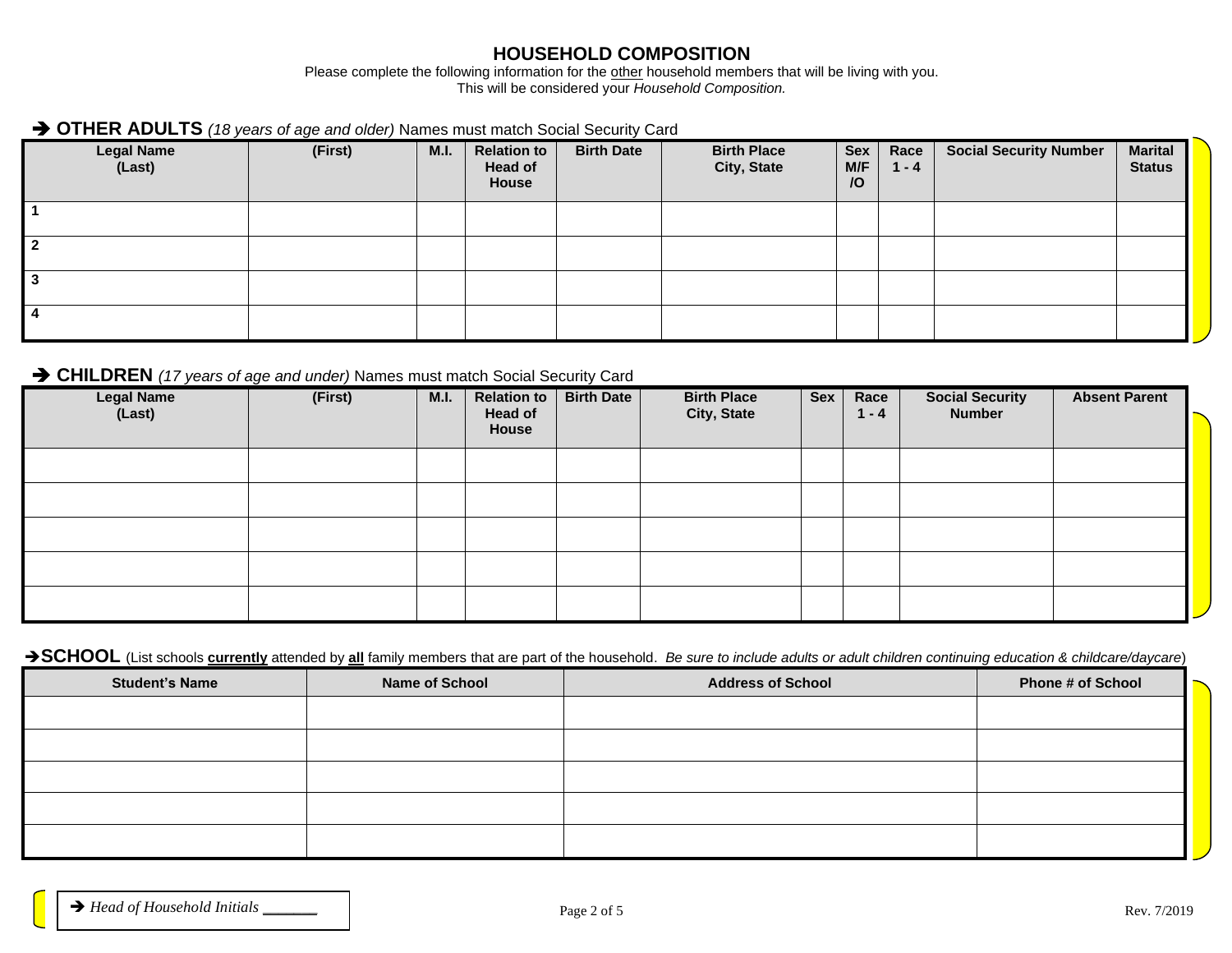# HOUSEHOLD COMPOSITION

Please complete the following information for the other household members that will be living with you.
This will be considered your *Household Composition.*

### ➔ OTHER ADULTS *(18 years of age and older)* Names must match Social Security Card

| Legal Name (Last) | (First) | M.I. | Relation to Head of House | Birth Date | Birth Place City, State | Sex M/F /O | Race 1 - 4 | Social Security Number | Marital Status |
|---|---|---|---|---|---|---|---|---|---|
| 1 | | | | | | | | | |
| 2 | | | | | | | | | |
| 3 | | | | | | | | | |
| 4 | | | | | | | | | |

### ➔ CHILDREN *(17 years of age and under)* Names must match Social Security Card

| Legal Name (Last) | (First) | M.I. | Relation to Head of House | Birth Date | Birth Place City, State | Sex | Race 1 - 4 | Social Security Number | Absent Parent |
|---|---|---|---|---|---|---|---|---|---|
| | | | | | | | | | |
| | | | | | | | | | |
| | | | | | | | | | |
| | | | | | | | | | |
| | | | | | | | | | |

### ➔SCHOOL (List schools **currently** attended by **all** family members that are part of the household. *Be sure to include adults or adult children continuing education & childcare/daycare*)

| Student's Name | Name of School | Address of School | Phone # of School |
|---|---|---|---|
| | | | |
| | | | |
| | | | |
| | | | |
| | | | |

➔ *Head of Household Initials* ______

Rev. 7/2019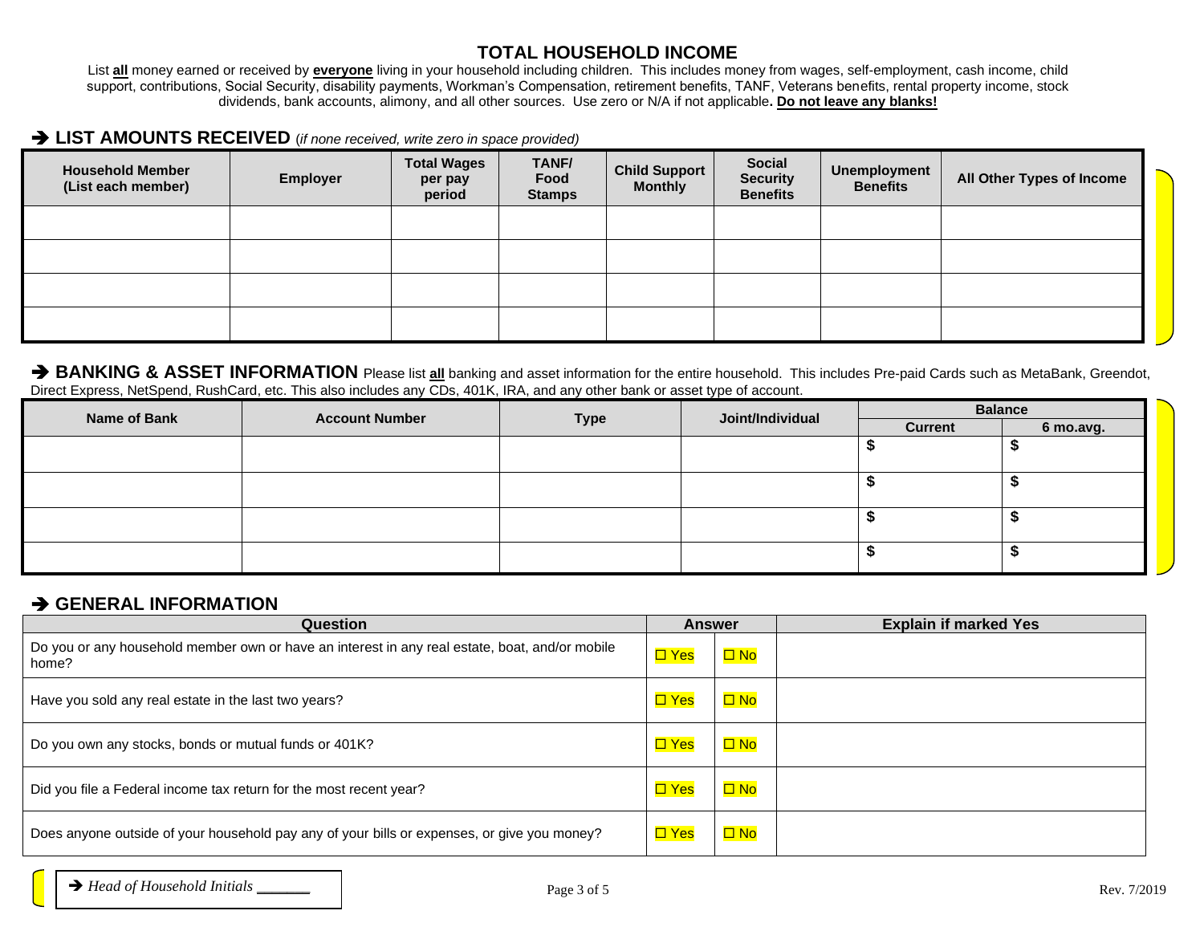## TOTAL HOUSEHOLD INCOME

List **all** money earned or received by **everyone** living in your household including children. This includes money from wages, self-employment, cash income, child support, contributions, Social Security, disability payments, Workman's Compensation, retirement benefits, TANF, Veterans benefits, rental property income, stock dividends, bank accounts, alimony, and all other sources. Use zero or N/A if not applicable**. Do not leave any blanks!**

### ➔ LIST AMOUNTS RECEIVED *(if none received, write zero in space provided)*

| Household Member (List each member) | Employer | Total Wages per pay period | TANF/ Food Stamps | Child Support Monthly | Social Security Benefits | Unemployment Benefits | All Other Types of Income |
|---|---|---|---|---|---|---|---|
| | | | | | | | |
| | | | | | | | |
| | | | | | | | |
| | | | | | | | |

### ➔ BANKING & ASSET INFORMATION

Please list **all** banking and asset information for the entire household. This includes Pre-paid Cards such as MetaBank, Greendot, Direct Express, NetSpend, RushCard, etc. This also includes any CDs, 401K, IRA, and any other bank or asset type of account.

| Name of Bank | Account Number | Type | Joint/Individual | Balance | |
|---|---|---|---|---|---|
| | | | | Current | 6 mo.avg. |
| | | | | $ | $ |
| | | | | $ | $ |
| | | | | $ | $ |
| | | | | $ | $ |

### ➔ GENERAL INFORMATION

| Question | Answer | | Explain if marked Yes |
|---|---|---|---|
| Do you or any household member own or have an interest in any real estate, boat, and/or mobile home? | ☐ Yes | ☐ No | |
| Have you sold any real estate in the last two years? | ☐ Yes | ☐ No | |
| Do you own any stocks, bonds or mutual funds or 401K? | ☐ Yes | ☐ No | |
| Did you file a Federal income tax return for the most recent year? | ☐ Yes | ☐ No | |
| Does anyone outside of your household pay any of your bills or expenses, or give you money? | ☐ Yes | ☐ No | |

➔ *Head of Household Initials* ______

Rev. 7/2019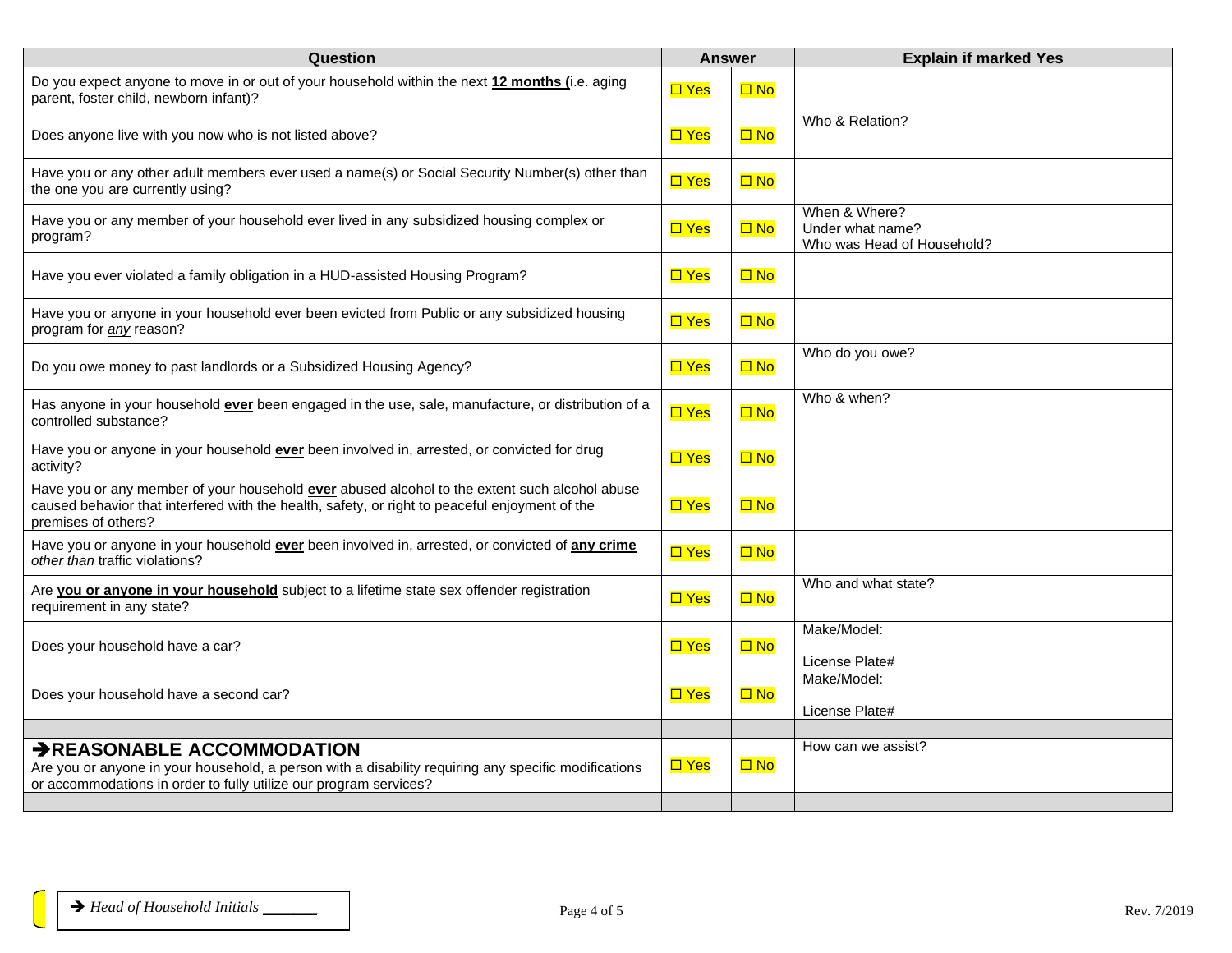| Question | Answer | | Explain if marked Yes |
|---|---|---|---|
| Do you expect anyone to move in or out of your household within the next **12 months (**i.e. aging parent, foster child, newborn infant)? | ☐ Yes | ☐ No | |
| Does anyone live with you now who is not listed above? | ☐ Yes | ☐ No | Who & Relation? |
| Have you or any other adult members ever used a name(s) or Social Security Number(s) other than the one you are currently using? | ☐ Yes | ☐ No | |
| Have you or any member of your household ever lived in any subsidized housing complex or program? | ☐ Yes | ☐ No | When & Where?<br>Under what name?<br>Who was Head of Household? |
| Have you ever violated a family obligation in a HUD-assisted Housing Program? | ☐ Yes | ☐ No | |
| Have you or anyone in your household ever been evicted from Public or any subsidized housing program for *any* reason? | ☐ Yes | ☐ No | |
| Do you owe money to past landlords or a Subsidized Housing Agency? | ☐ Yes | ☐ No | Who do you owe? |
| Has anyone in your household **ever** been engaged in the use, sale, manufacture, or distribution of a controlled substance? | ☐ Yes | ☐ No | Who & when? |
| Have you or anyone in your household **ever** been involved in, arrested, or convicted for drug activity? | ☐ Yes | ☐ No | |
| Have you or any member of your household **ever** abused alcohol to the extent such alcohol abuse caused behavior that interfered with the health, safety, or right to peaceful enjoyment of the premises of others? | ☐ Yes | ☐ No | |
| Have you or anyone in your household **ever** been involved in, arrested, or convicted of **any crime** *other than* traffic violations? | ☐ Yes | ☐ No | |
| Are **you or anyone in your household** subject to a lifetime state sex offender registration requirement in any state? | ☐ Yes | ☐ No | Who and what state? |
| Does your household have a car? | ☐ Yes | ☐ No | Make/Model:<br>License Plate# |
| Does your household have a second car? | ☐ Yes | ☐ No | Make/Model:<br>License Plate# |
| | | | |
| **➔REASONABLE ACCOMMODATION**<br>Are you or anyone in your household, a person with a disability requiring any specific modifications or accommodations in order to fully utilize our program services? | ☐ Yes | ☐ No | How can we assist? |
| | | | |

➔ *Head of Household Initials* ______

Rev. 7/2019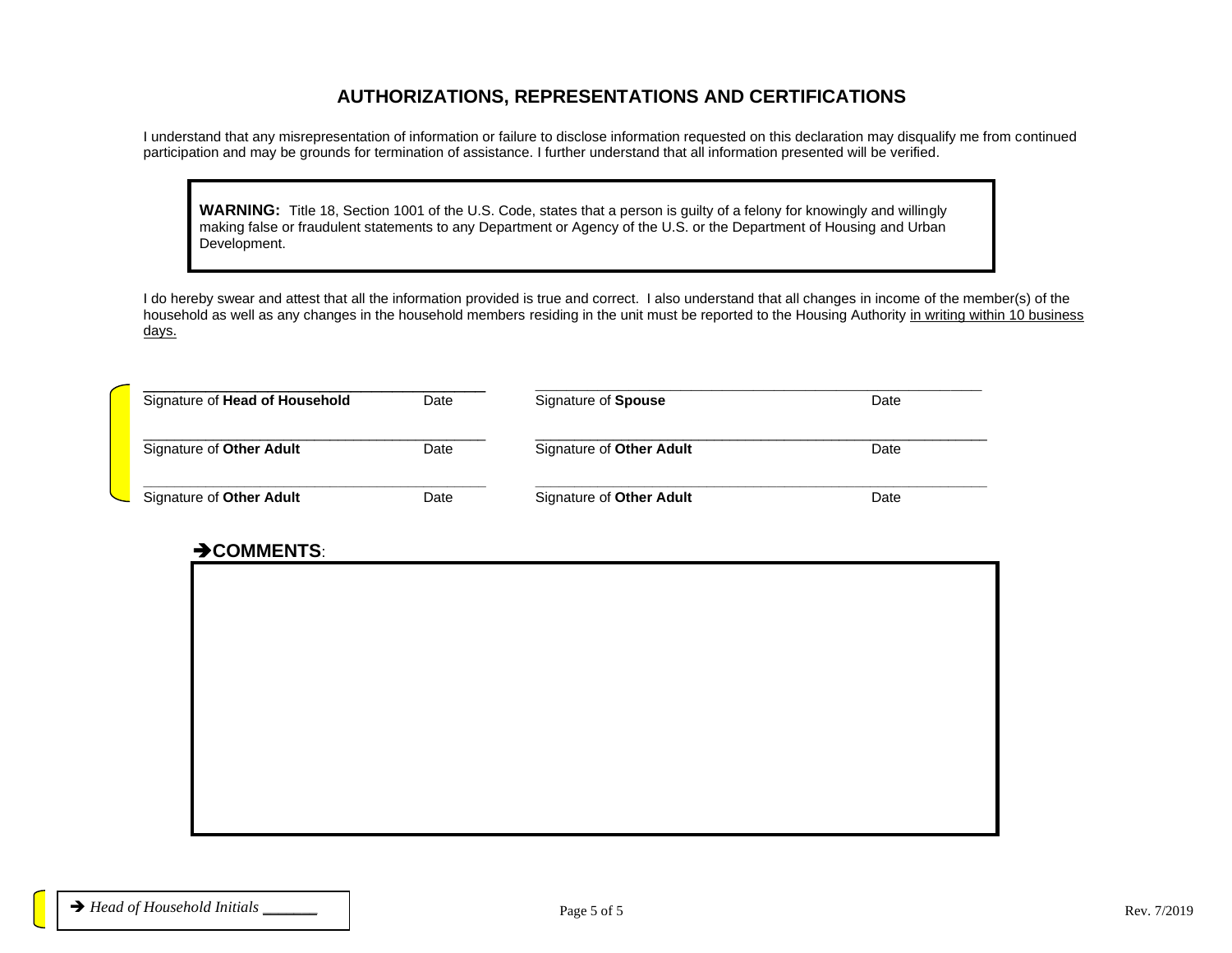## AUTHORIZATIONS, REPRESENTATIONS AND CERTIFICATIONS

I understand that any misrepresentation of information or failure to disclose information requested on this declaration may disqualify me from continued participation and may be grounds for termination of assistance. I further understand that all information presented will be verified.

> **WARNING:** Title 18, Section 1001 of the U.S. Code, states that a person is guilty of a felony for knowingly and willingly making false or fraudulent statements to any Department or Agency of the U.S. or the Department of Housing and Urban Development.

I do hereby swear and attest that all the information provided is true and correct. I also understand that all changes in income of the member(s) of the household as well as any changes in the household members residing in the unit must be reported to the Housing Authority <u>in writing within 10 business days.</u>

| | | | |
|---|---|---|---|
| Signature of **Head of Household** | Date | Signature of **Spouse** | Date |
| Signature of **Other Adult** | Date | Signature of **Other Adult** | Date |
| Signature of **Other Adult** | Date | Signature of **Other Adult** | Date |

➔**COMMENTS**:

| |
|---|
| |

➔ *Head of Household Initials ______*

Rev. 7/2019